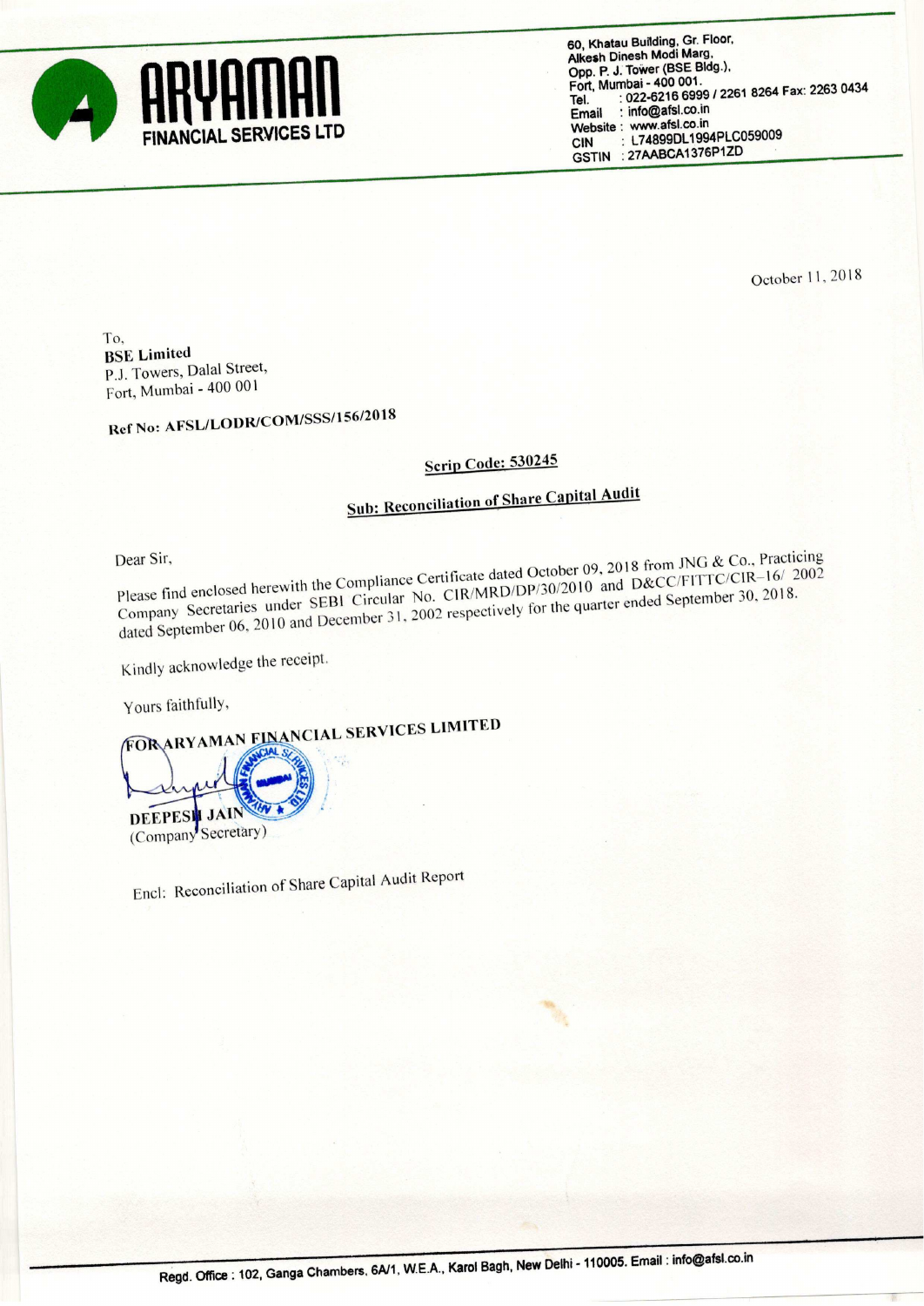**ARYAMAN**
**FINANCIAL SERVICES LTD**

60, Khatau Building, Gr. Floor,
Alkesh Dinesh Modi Marg,
Opp. P. J. Tower (BSE Bldg.),
Fort, Mumbai - 400 001.
Tel. : 022-6216 6999 / 2261 8264 Fax: 2263 0434
Email : info@afsl.co.in
Website : www.afsl.co.in
CIN : L74899DL1994PLC059009
GSTIN : 27AABCA1376P1ZD

October 11, 2018

To,
**BSE Limited**
P.J. Towers, Dalal Street,
Fort, Mumbai - 400 001

**Ref No: AFSL/LODR/COM/SSS/156/2018**

**Scrip Code: 530245**

**Sub: Reconciliation of Share Capital Audit**

Dear Sir,

Please find enclosed herewith the Compliance Certificate dated October 09, 2018 from JNG & Co., Practicing Company Secretaries under SEBI Circular No. CIR/MRD/DP/30/2010 and D&CC/FITTC/CIR-16/ 2002 dated September 06, 2010 and December 31, 2002 respectively for the quarter ended September 30, 2018.

Kindly acknowledge the receipt.

Yours faithfully,

**FOR ARYAMAN FINANCIAL SERVICES LIMITED**

**DEEPESH JAIN**
(Company Secretary)

Encl: Reconciliation of Share Capital Audit Report

**Regd. Office : 102, Ganga Chambers, 6A/1, W.E.A., Karol Bagh, New Delhi - 110005. Email : info@afsl.co.in**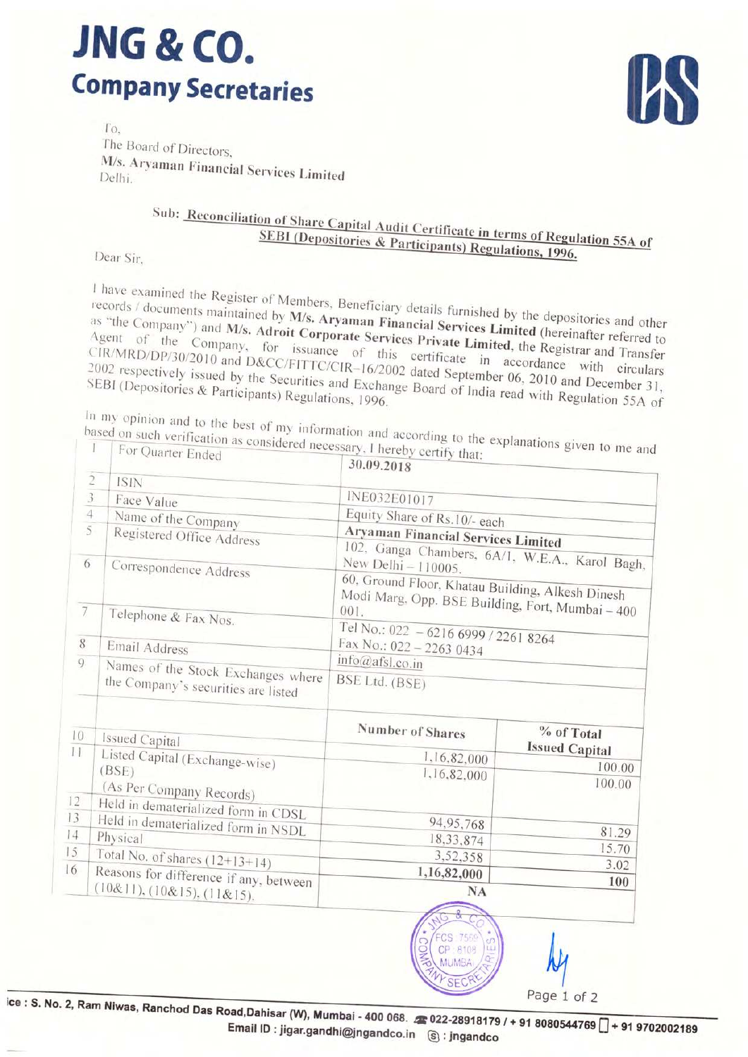# JNG & CO.
## Company Secretaries

To,
The Board of Directors,
**M/s. Aryaman Financial Services Limited**
Delhi.

**Sub: Reconciliation of Share Capital Audit Certificate in terms of Regulation 55A of SEBI (Depositories & Participants) Regulations, 1996.**

Dear Sir,

I have examined the Register of Members, Beneficiary details furnished by the depositories and other records / documents maintained by **M/s. Aryaman Financial Services Limited** (hereinafter referred to as "the Company") and **M/s. Adroit Corporate Services Private Limited**, the Registrar and Transfer Agent of the Company, for issuance of this certificate in accordance with circulars CIR/MRD/DP/30/2010 and D&CC/FITTC/CIR-16/2002 dated September 06, 2010 and December 31, 2002 respectively issued by the Securities and Exchange Board of India read with Regulation 55A of SEBI (Depositories & Participants) Regulations, 1996.

In my opinion and to the best of my information and according to the explanations given to me and based on such verification as considered necessary, I hereby certify that:

| | | | |
|---|---|---|---|
| 1 | For Quarter Ended | **30.09.2018** | |
| 2 | ISIN | INE032E01017 | |
| 3 | Face Value | Equity Share of Rs.10/- each | |
| 4 | Name of the Company | **Aryaman Financial Services Limited** | |
| 5 | Registered Office Address | 102, Ganga Chambers, 6A/1, W.E.A., Karol Bagh, New Delhi – 110005. | |
| 6 | Correspondence Address | 60, Ground Floor, Khatau Building, Alkesh Dinesh Modi Marg, Opp. BSE Building, Fort, Mumbai – 400 001. | |
| 7 | Telephone & Fax Nos. | Tel No.: 022 – 6216 6999 / 2261 8264<br>Fax No.: 022 – 2263 0434 | |
| 8 | Email Address | info@afsl.co.in | |
| 9 | Names of the Stock Exchanges where the Company's securities are listed | BSE Ltd. (BSE) | |
| | | **Number of Shares** | **% of Total Issued Capital** |
| 10 | Issued Capital | 1,16,82,000 | 100.00 |
| 11 | Listed Capital (Exchange-wise) (BSE)<br>(As Per Company Records) | 1,16,82,000 | 100.00 |
| 12 | Held in dematerialized form in CDSL | 94,95,768 | 81.29 |
| 13 | Held in dematerialized form in NSDL | 18,33,874 | 15.70 |
| 14 | Physical | 3,52,358 | 3.02 |
| 15 | Total No. of shares (12+13+14) | **1,16,82,000** | **100** |
| 16 | Reasons for difference if any, between (10&11), (10&15), (11&15). | **NA** | |

Office : S. No. 2, Ram Niwas, Ranchod Das Road, Dahisar (W), Mumbai - 400 068. 022-28918179 / + 91 8080544769 + 91 9702002189
Email ID : jigar.gandhi@jngandco.in : jngandco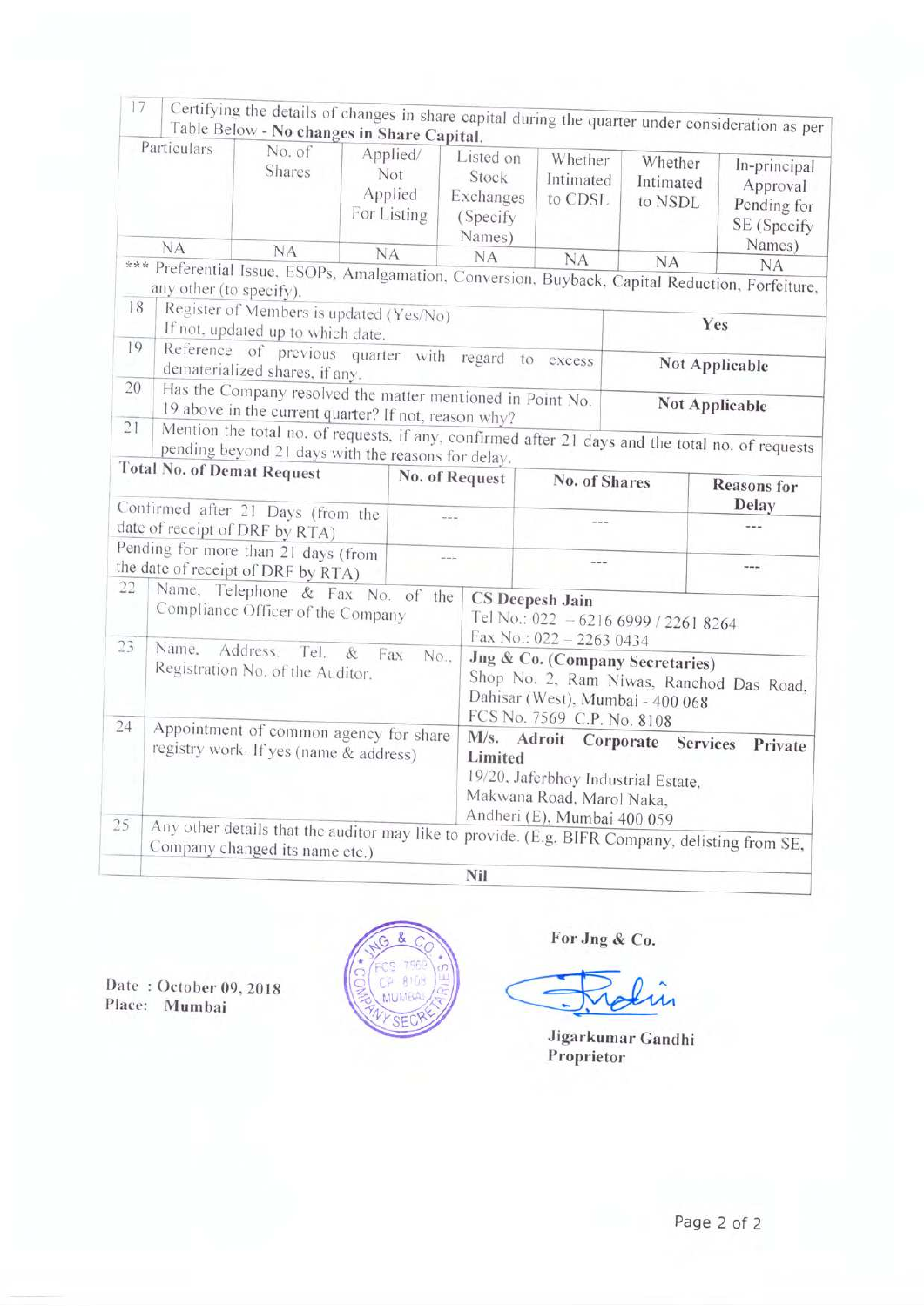| 17 | Certifying the details of changes in share capital during the quarter under consideration as per Table Below - **No changes in Share Capital.** | | | | | |
|---|---|---|---|---|---|---|
| Particulars | No. of Shares | Applied/ Not Applied For Listing | Listed on Stock Exchanges (Specify Names) | Whether Intimated to CDSL | Whether Intimated to NSDL | In-principal Approval Pending for SE (Specify Names) |
| NA | NA | NA | NA | NA | NA | NA |

*** Preferential Issue, ESOPs, Amalgamation, Conversion, Buyback, Capital Reduction, Forfeiture, any other (to specify).

| | | |
|---|---|---|
| 18 | Register of Members is updated (Yes/No) If not, updated up to which date. | **Yes** |
| 19 | Reference of previous quarter with regard to excess dematerialized shares, if any. | **Not Applicable** |
| 20 | Has the Company resolved the matter mentioned in Point No. 19 above in the current quarter? If not, reason why? | **Not Applicable** |
| 21 | Mention the total no. of requests, if any, confirmed after 21 days and the total no. of requests pending beyond 21 days with the reasons for delay. | |

| Total No. of Demat Request | No. of Request | No. of Shares | Reasons for Delay |
|---|---|---|---|
| Confirmed after 21 Days (from the date of receipt of DRF by RTA) | --- | --- | --- |
| Pending for more than 21 days (from the date of receipt of DRF by RTA) | --- | --- | --- |

| | | |
|---|---|---|
| 22 | Name, Telephone & Fax No. of the Compliance Officer of the Company | **CS Deepesh Jain**<br>Tel No.: 022 – 6216 6999 / 2261 8264<br>Fax No.: 022 – 2263 0434 |
| 23 | Name, Address, Tel. & Fax No., Registration No. of the Auditor. | **Jng & Co. (Company Secretaries)**<br>Shop No. 2, Ram Niwas, Ranchod Das Road, Dahisar (West), Mumbai - 400 068<br>FCS No. 7569 C.P. No. 8108 |
| 24 | Appointment of common agency for share registry work. If yes (name & address) | **M/s. Adroit Corporate Services Private Limited**<br>19/20, Jaferbhoy Industrial Estate, Makwana Road, Marol Naka, Andheri (E), Mumbai 400 059 |
| 25 | Any other details that the auditor may like to provide. (E.g. BIFR Company, delisting from SE, Company changed its name etc.) | |
| | **Nil** | |

Date : October 09, 2018
Place: Mumbai

**For Jng & Co.**

**Jigarkumar Gandhi**
**Proprietor**